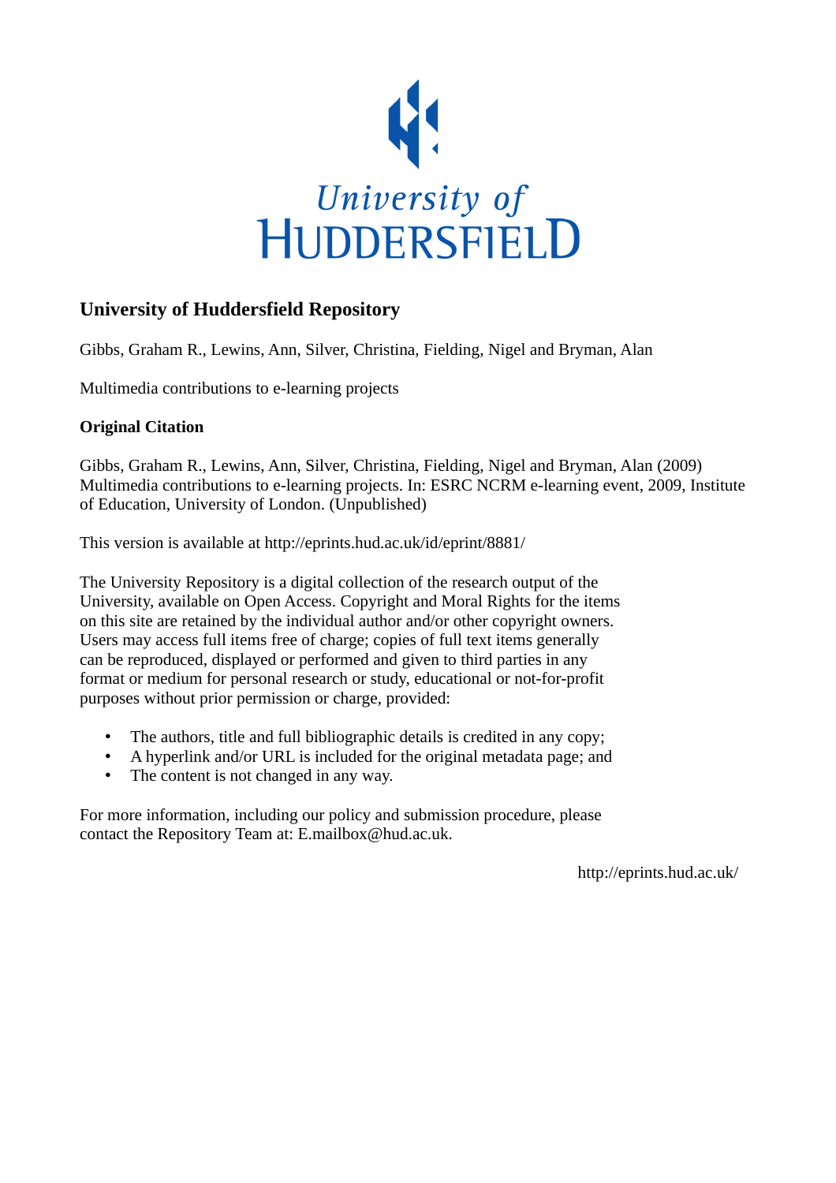University of HUDDERSFIELD

# University of Huddersfield Repository

Gibbs, Graham R., Lewins, Ann, Silver, Christina, Fielding, Nigel and Bryman, Alan

Multimedia contributions to e-learning projects

### Original Citation

Gibbs, Graham R., Lewins, Ann, Silver, Christina, Fielding, Nigel and Bryman, Alan (2009) Multimedia contributions to e-learning projects. In: ESRC NCRM e-learning event, 2009, Institute of Education, University of London. (Unpublished)

This version is available at http://eprints.hud.ac.uk/id/eprint/8881/

The University Repository is a digital collection of the research output of the University, available on Open Access. Copyright and Moral Rights for the items on this site are retained by the individual author and/or other copyright owners. Users may access full items free of charge; copies of full text items generally can be reproduced, displayed or performed and given to third parties in any format or medium for personal research or study, educational or not-for-profit purposes without prior permission or charge, provided:

- The authors, title and full bibliographic details is credited in any copy;
- A hyperlink and/or URL is included for the original metadata page; and
- The content is not changed in any way.

For more information, including our policy and submission procedure, please contact the Repository Team at: E.mailbox@hud.ac.uk.

http://eprints.hud.ac.uk/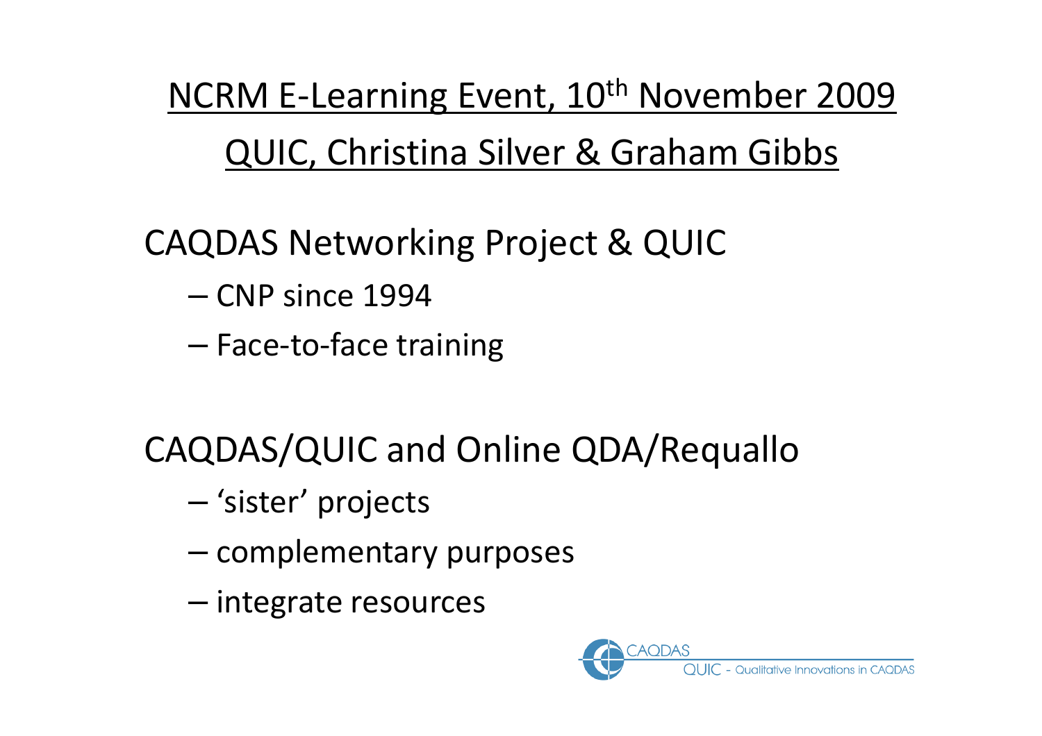NCRM E-Learning Event, 10th November 2009

QUIC, Christina Silver & Graham Gibbs

CAQDAS Networking Project & QUIC

- CNP since 1994
- Face-to-face training

CAQDAS/QUIC and Online QDA/Requallo

- ‘sister’ projects
- complementary purposes
- integrate resources

CAQDAS QUIC - Qualitative Innovations in CAQDAS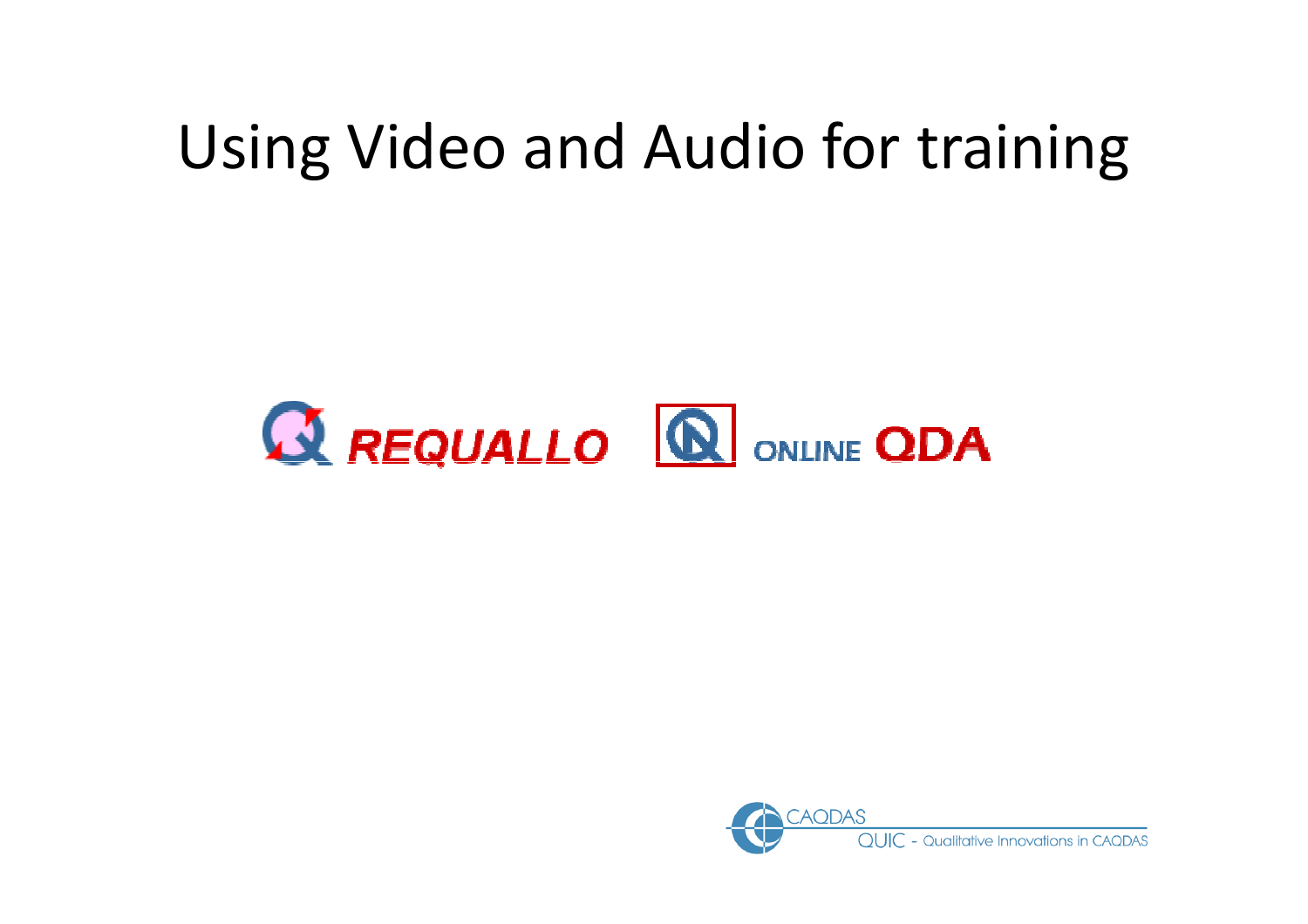# Using Video and Audio for training

REQUALLO ONLINE QDA

CAQDAS QUIC - Qualitative Innovations in CAQDAS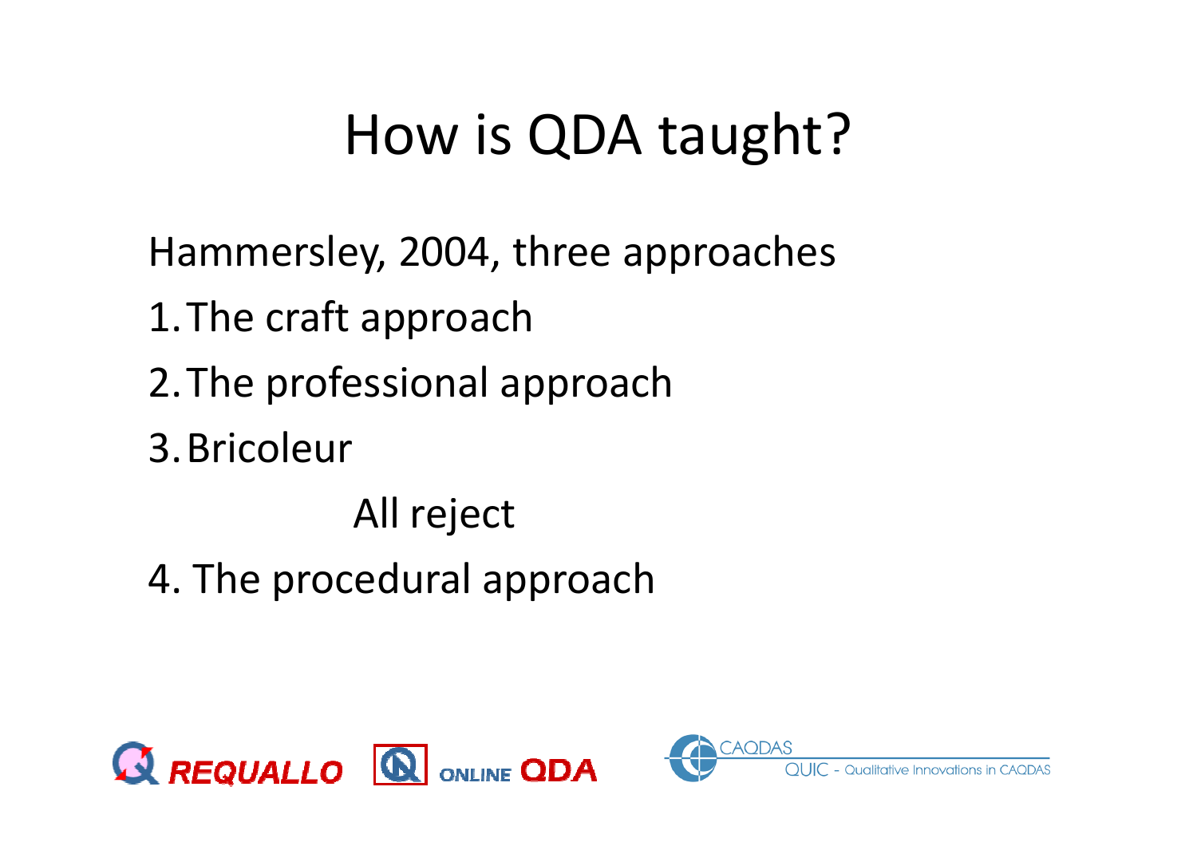# How is QDA taught?

Hammersley, 2004, three approaches

1. The craft approach
2. The professional approach
3. Bricoleur

All reject

4. The procedural approach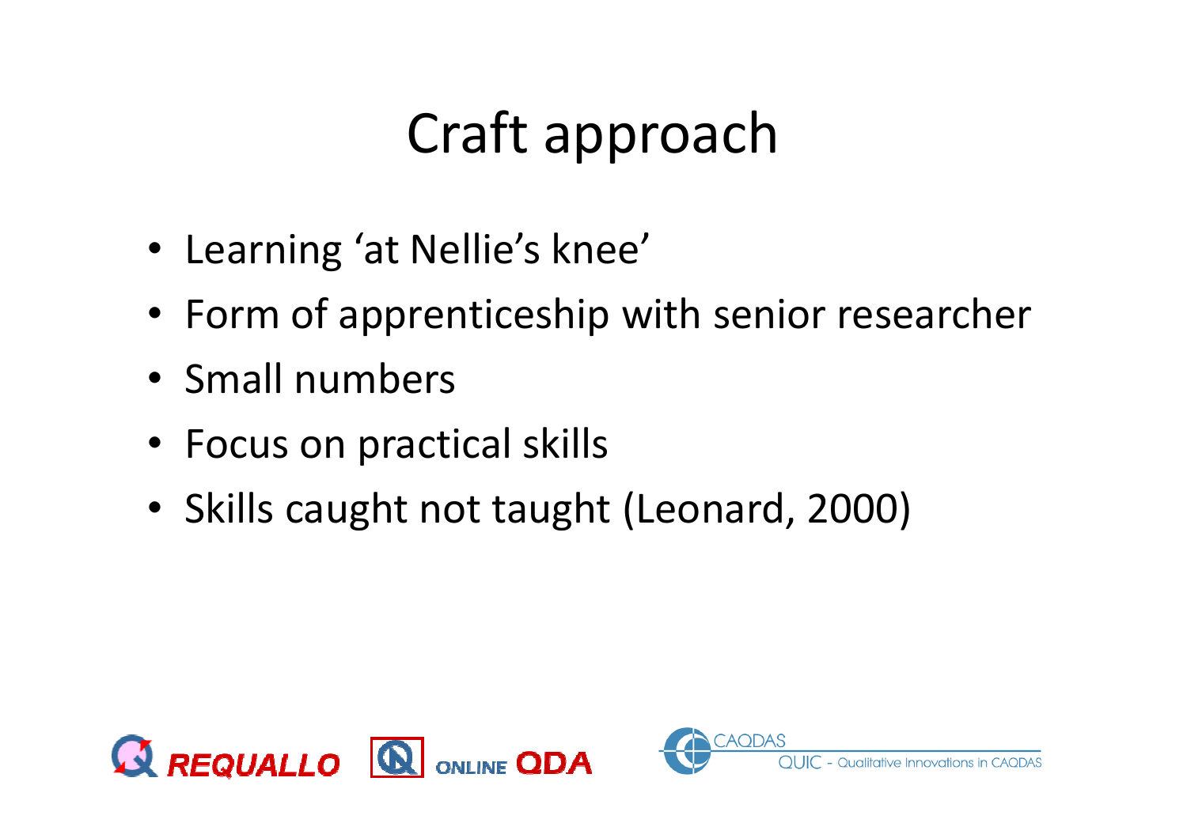# Craft approach

- Learning 'at Nellie's knee'
- Form of apprenticeship with senior researcher
- Small numbers
- Focus on practical skills
- Skills caught not taught (Leonard, 2000)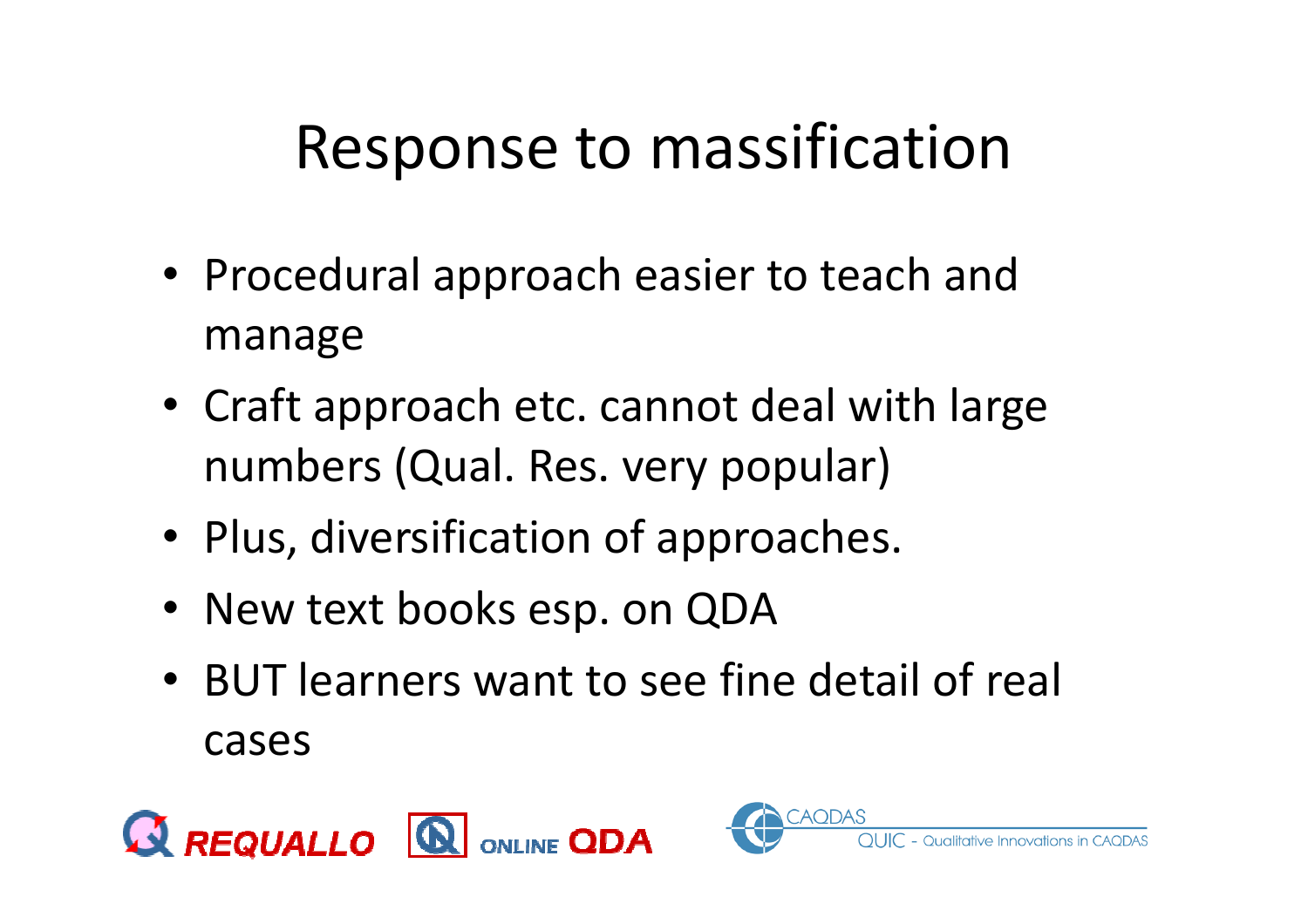# Response to massification

- Procedural approach easier to teach and manage
- Craft approach etc. cannot deal with large numbers (Qual. Res. very popular)
- Plus, diversification of approaches.
- New text books esp. on QDA
- BUT learners want to see fine detail of real cases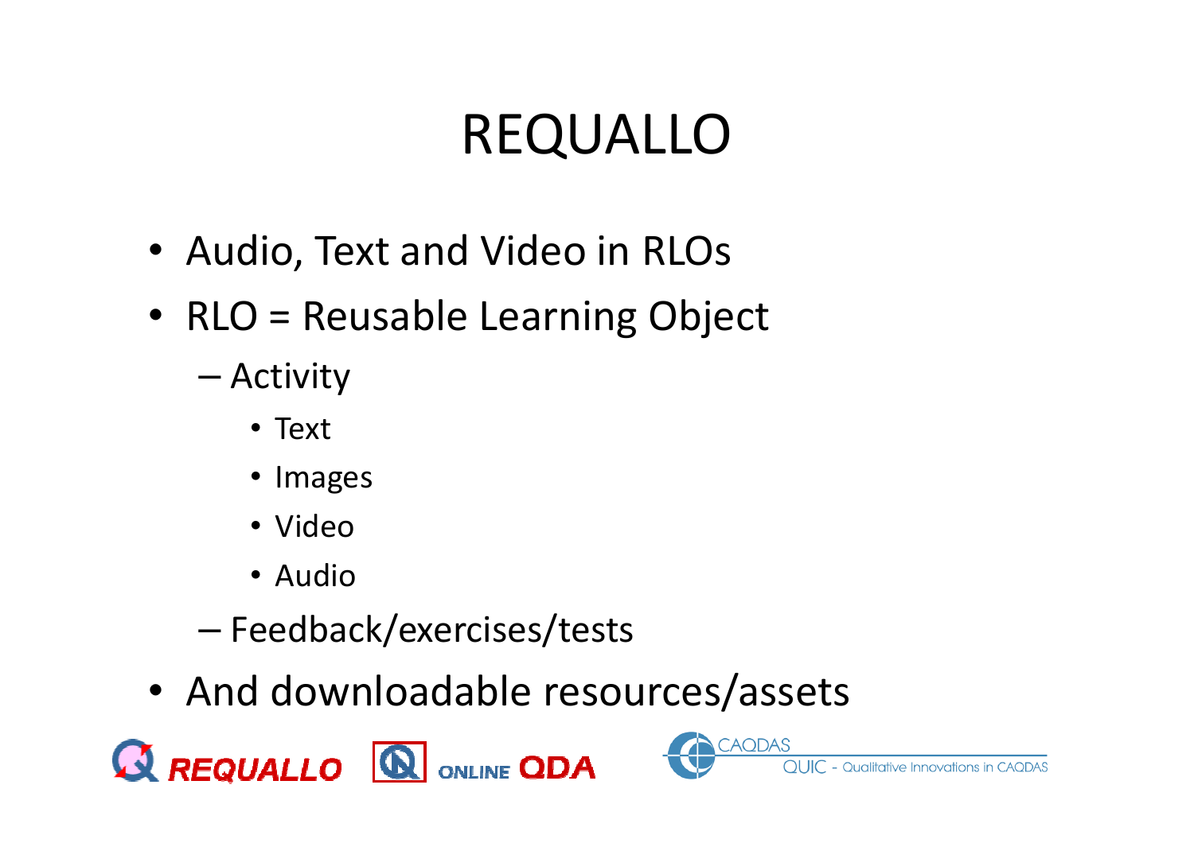# REQUALLO

- Audio, Text and Video in RLOs
- RLO = Reusable Learning Object
  - Activity
    - Text
    - Images
    - Video
    - Audio
  - Feedback/exercises/tests
- And downloadable resources/assets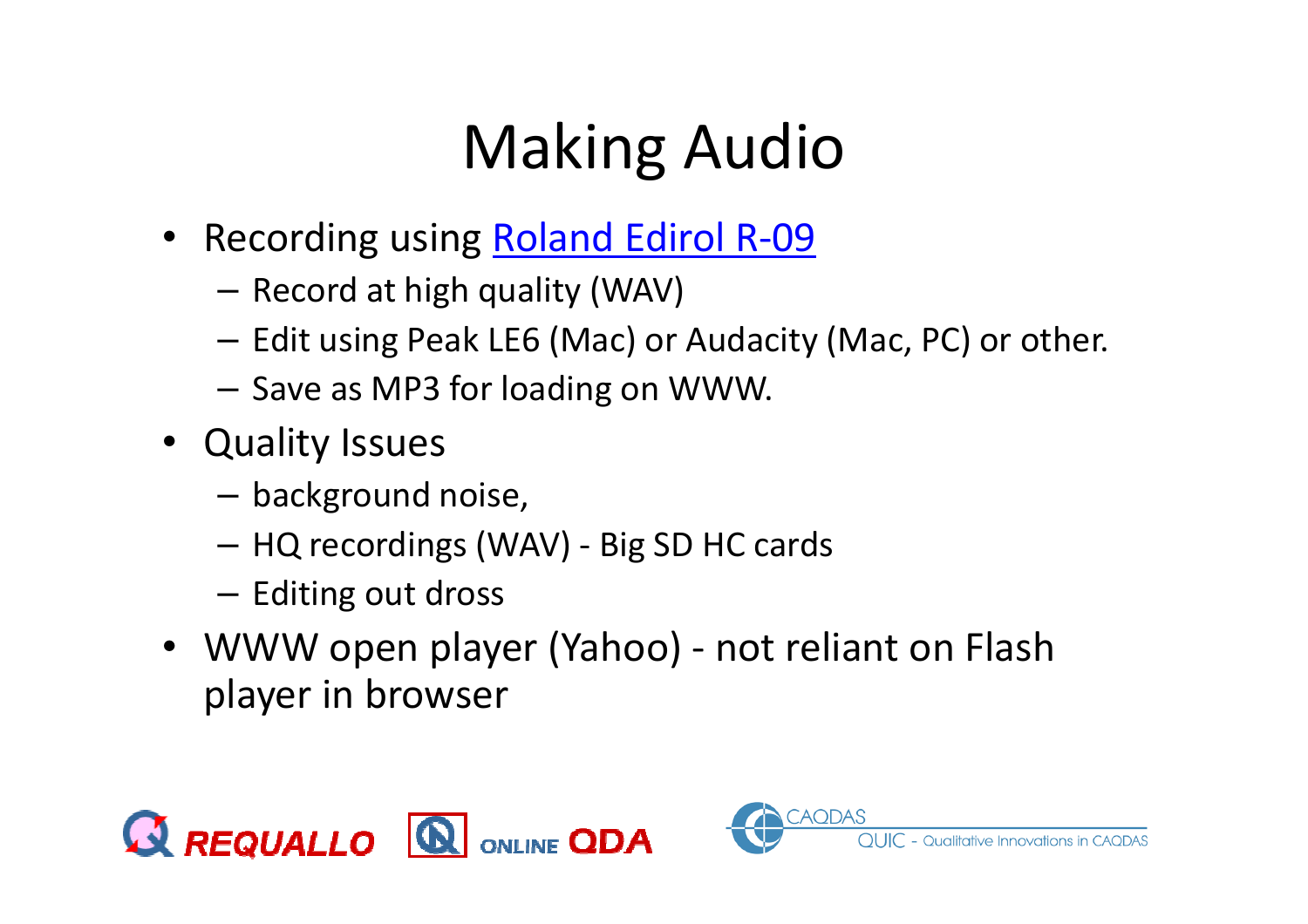# Making Audio

- Recording using [Roland Edirol R-09]()
  - Record at high quality (WAV)
  - Edit using Peak LE6 (Mac) or Audacity (Mac, PC) or other.
  - Save as MP3 for loading on WWW.
- Quality Issues
  - background noise,
  - HQ recordings (WAV) - Big SD HC cards
  - Editing out dross
- WWW open player (Yahoo) - not reliant on Flash player in browser

REQUALLO ONLINE QDA CAQDAS QUIC - Qualitative Innovations in CAQDAS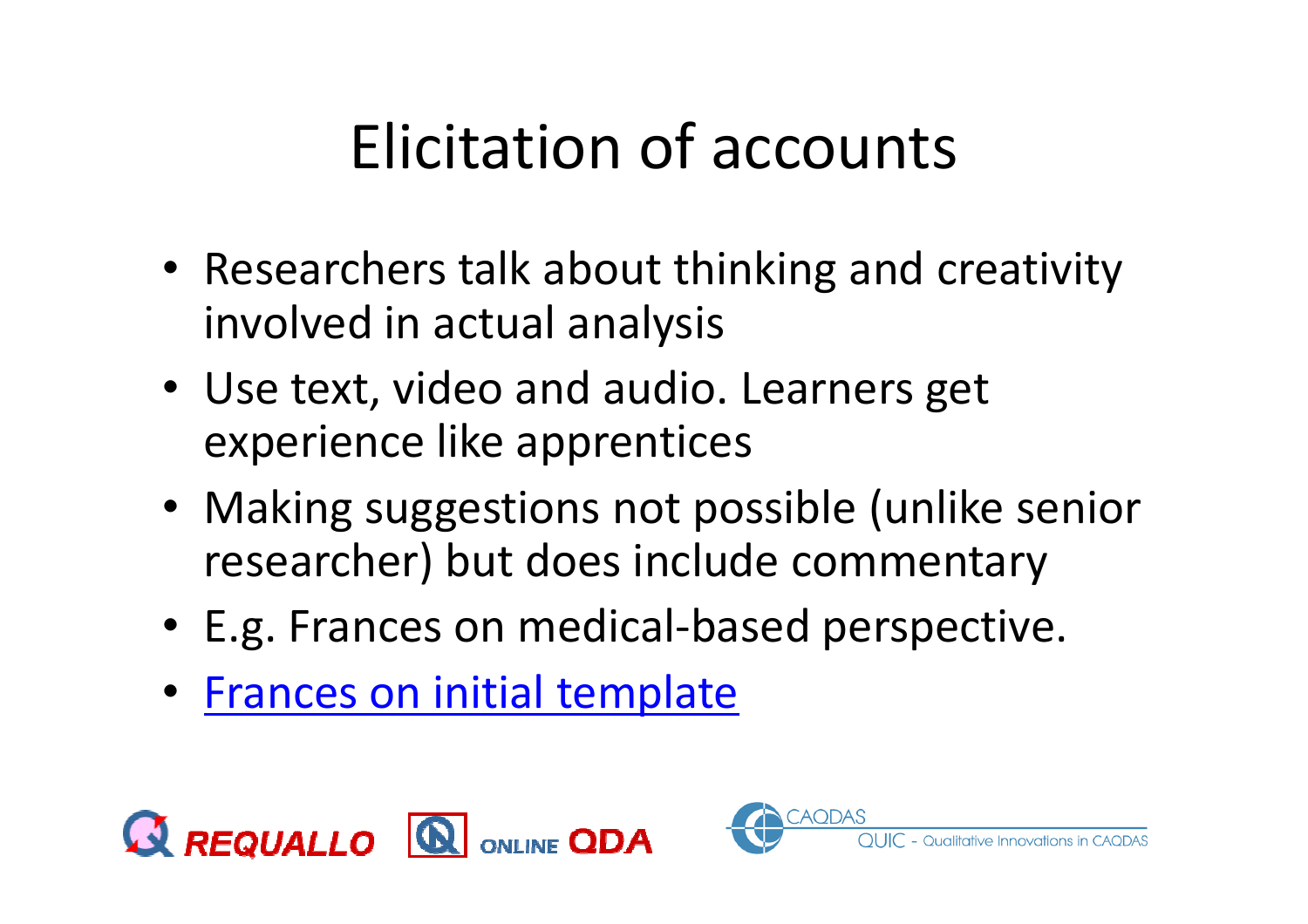# Elicitation of accounts

- Researchers talk about thinking and creativity involved in actual analysis
- Use text, video and audio. Learners get experience like apprentices
- Making suggestions not possible (unlike senior researcher) but does include commentary
- E.g. Frances on medical-based perspective.
- Frances on initial template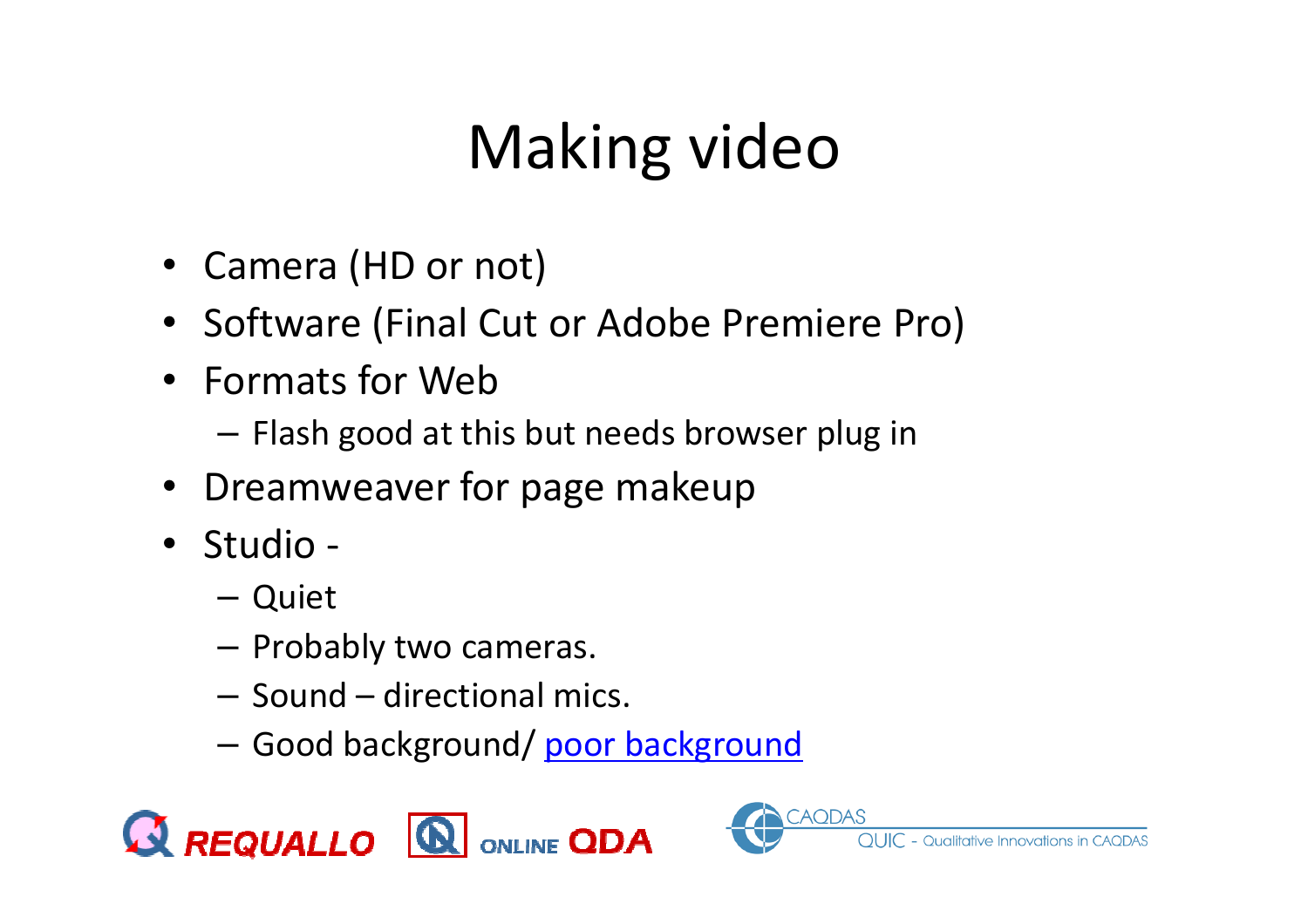# Making video

- Camera (HD or not)
- Software (Final Cut or Adobe Premiere Pro)
- Formats for Web
  - Flash good at this but needs browser plug in
- Dreamweaver for page makeup
- Studio -
  - Quiet
  - Probably two cameras.
  - Sound – directional mics.
  - Good background/ poor background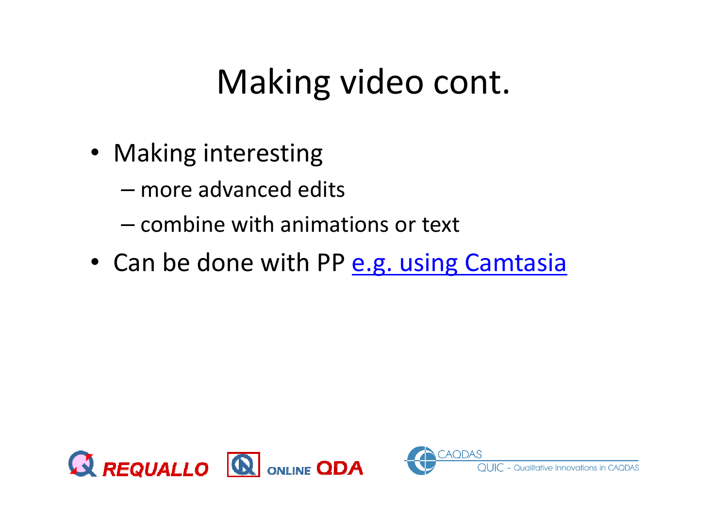# Making video cont.

- Making interesting
  - more advanced edits
  - combine with animations or text
- Can be done with PP e.g. using Camtasia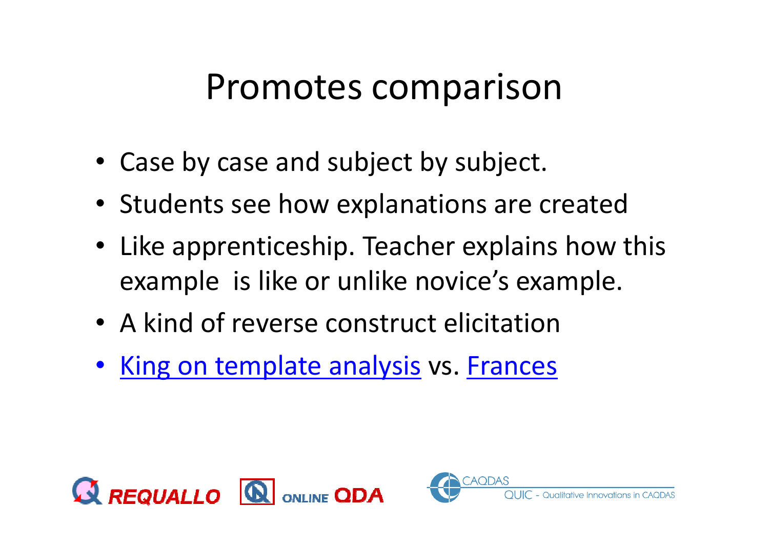# Promotes comparison

- Case by case and subject by subject.
- Students see how explanations are created
- Like apprenticeship. Teacher explains how this example is like or unlike novice's example.
- A kind of reverse construct elicitation
- King on template analysis vs. Frances

REQUALLO ONLINE QDA

CAQDAS QUIC - Qualitative Innovations in CAQDAS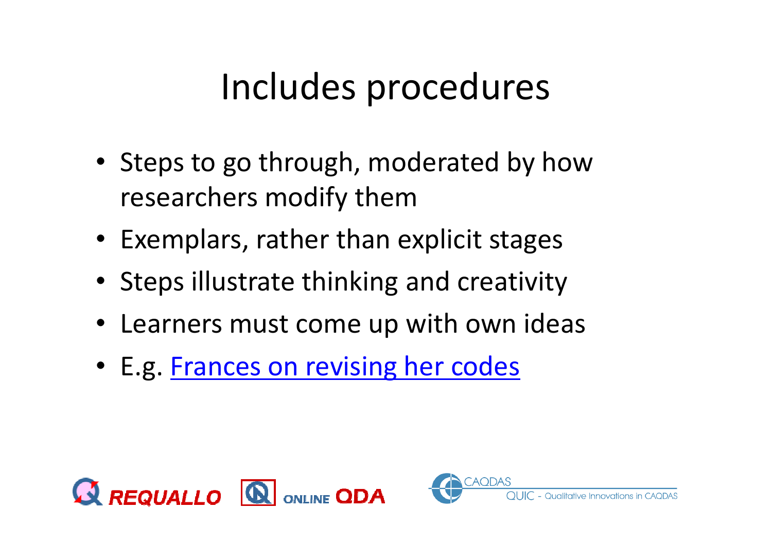# Includes procedures

- Steps to go through, moderated by how researchers modify them
- Exemplars, rather than explicit stages
- Steps illustrate thinking and creativity
- Learners must come up with own ideas
- E.g. Frances on revising her codes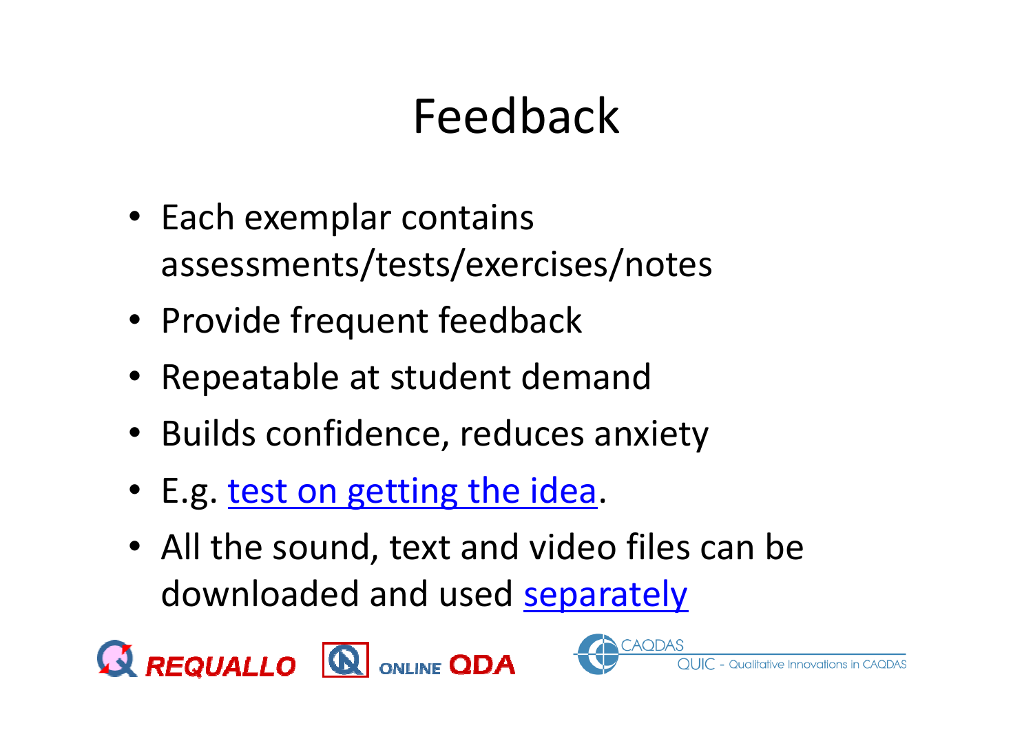# Feedback

- Each exemplar contains assessments/tests/exercises/notes
- Provide frequent feedback
- Repeatable at student demand
- Builds confidence, reduces anxiety
- E.g. test on getting the idea.
- All the sound, text and video files can be downloaded and used separately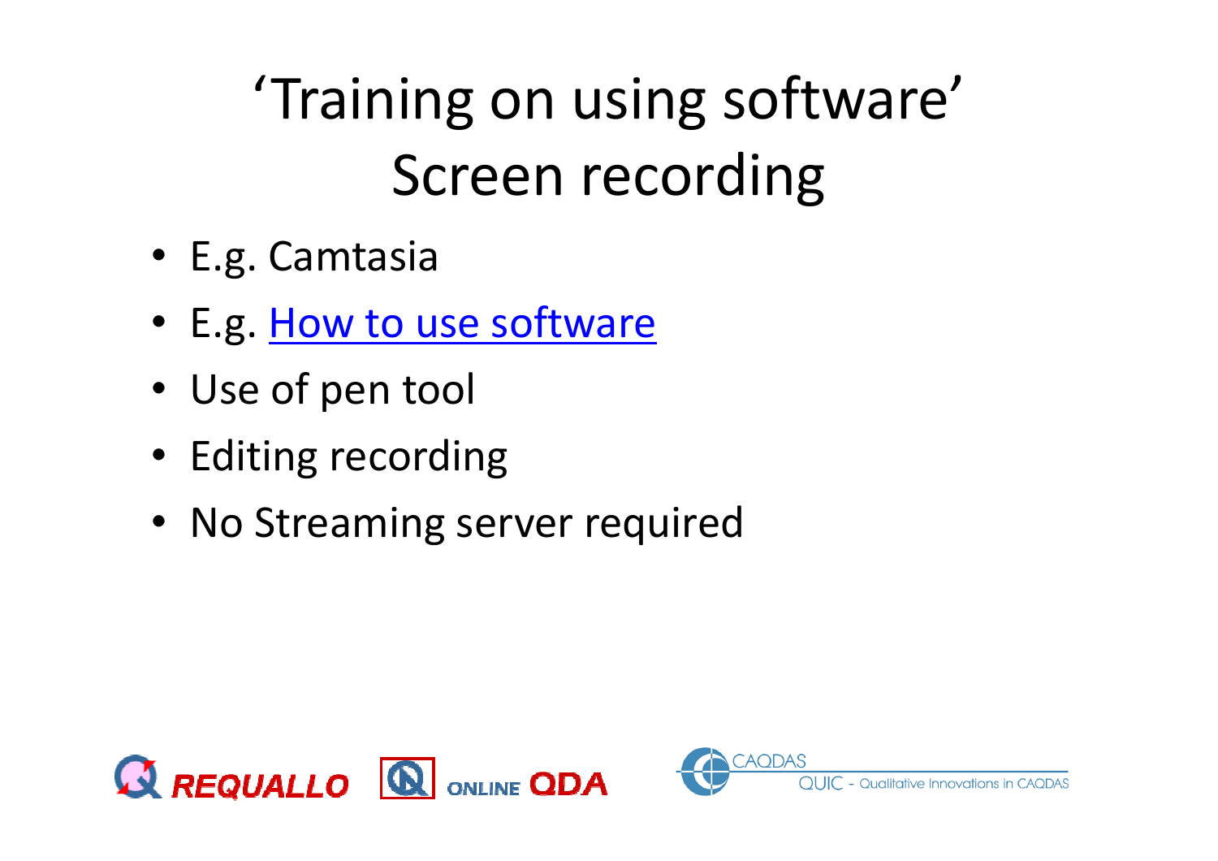# ‘Training on using software’ Screen recording

- E.g. Camtasia
- E.g. How to use software
- Use of pen tool
- Editing recording
- No Streaming server required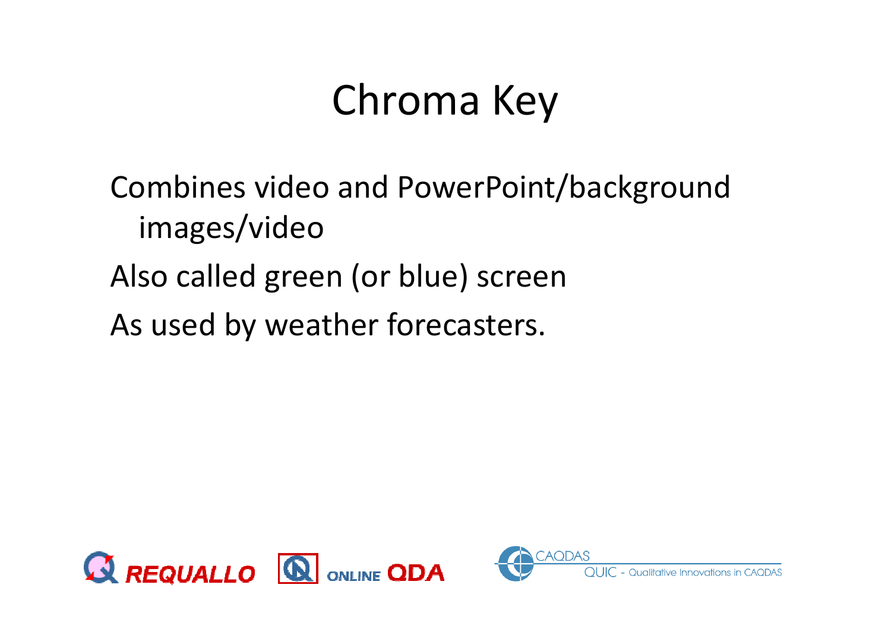# Chroma Key

Combines video and PowerPoint/background images/video

Also called green (or blue) screen

As used by weather forecasters.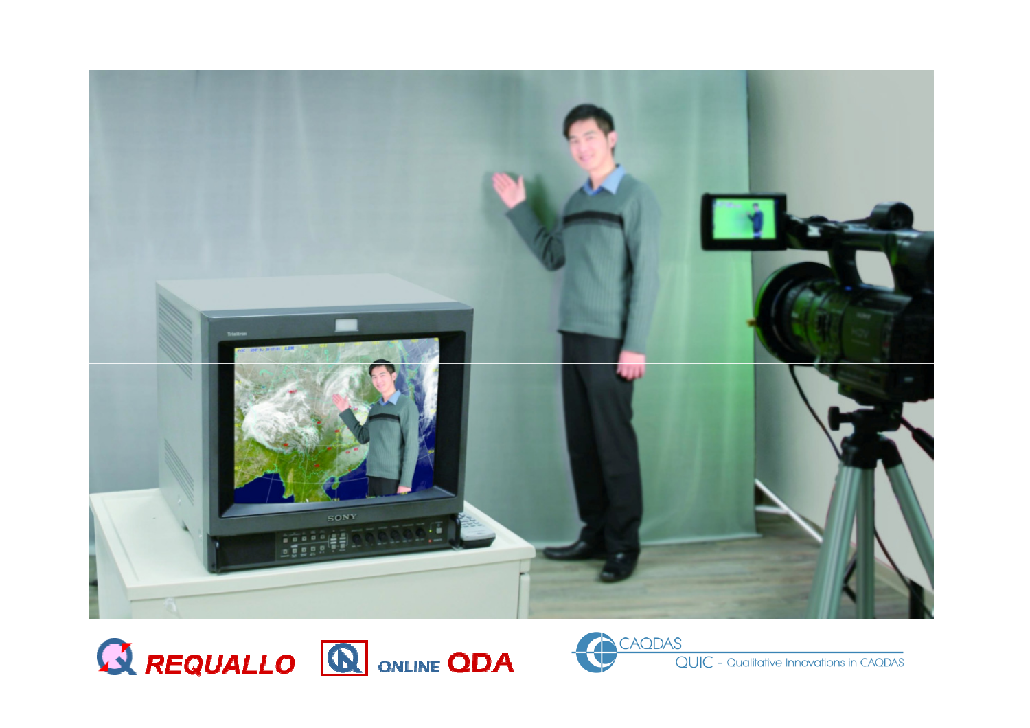REQUALLO

ONLINE QDA

CAQDAS

QUIC - Qualitative Innovations in CAQDAS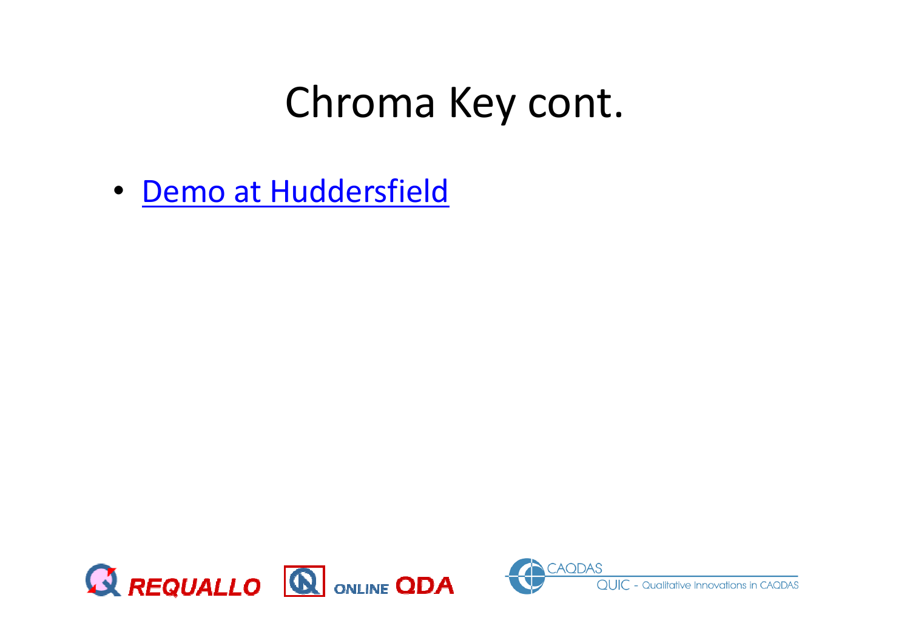# Chroma Key cont.

- Demo at Huddersfield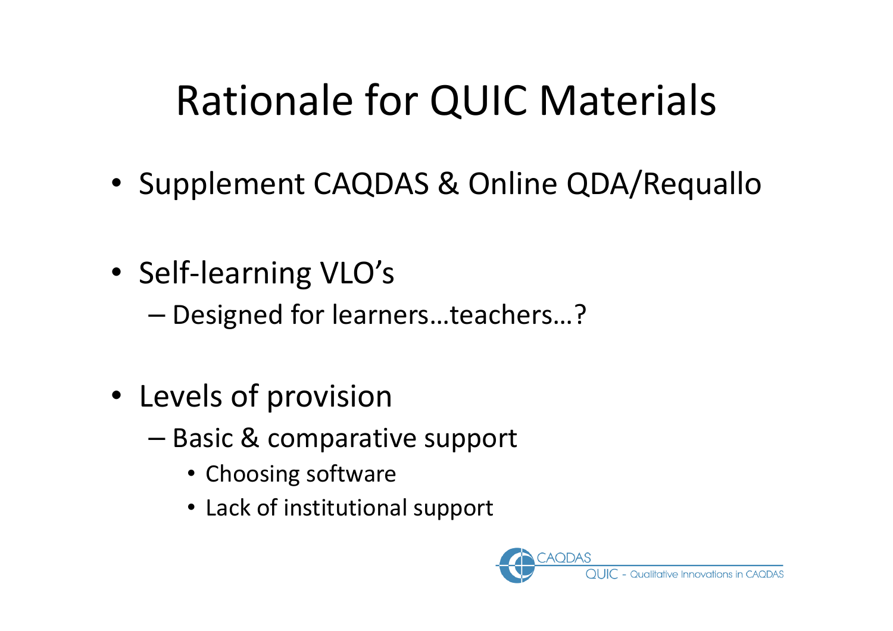# Rationale for QUIC Materials

- Supplement CAQDAS & Online QDA/Requallo
- Self-learning VLO's
  - Designed for learners…teachers…?
- Levels of provision
  - Basic & comparative support
    - Choosing software
    - Lack of institutional support

CAQDAS QUIC - Qualitative Innovations in CAQDAS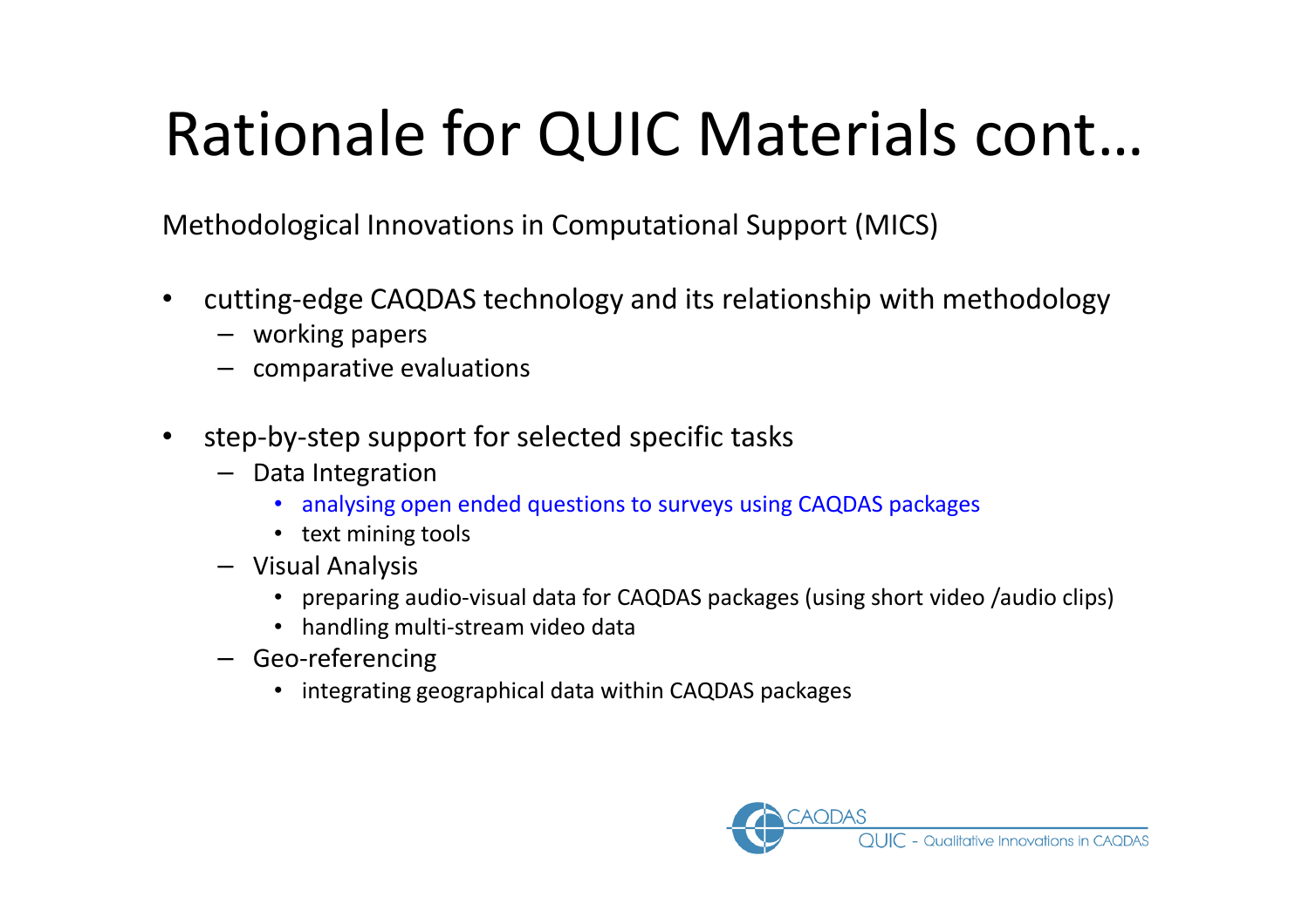# Rationale for QUIC Materials cont…

Methodological Innovations in Computational Support (MICS)

- cutting-edge CAQDAS technology and its relationship with methodology
  - working papers
  - comparative evaluations
- step-by-step support for selected specific tasks
  - Data Integration
    - analysing open ended questions to surveys using CAQDAS packages
    - text mining tools
  - Visual Analysis
    - preparing audio-visual data for CAQDAS packages (using short video /audio clips)
    - handling multi-stream video data
  - Geo-referencing
    - integrating geographical data within CAQDAS packages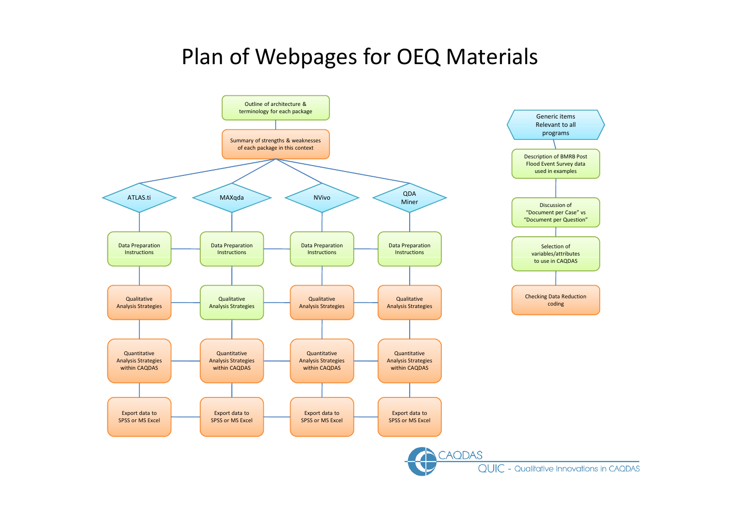# Plan of Webpages for OEQ Materials

Outline of architecture & terminology for each package

Summary of strengths & weaknesses of each package in this context

ATLAS.ti

MAXqda

NVivo

QDA Miner

Data Preparation Instructions

Data Preparation Instructions

Data Preparation Instructions

Data Preparation Instructions

Qualitative Analysis Strategies

Qualitative Analysis Strategies

Qualitative Analysis Strategies

Qualitative Analysis Strategies

Quantitative Analysis Strategies within CAQDAS

Quantitative Analysis Strategies within CAQDAS

Quantitative Analysis Strategies within CAQDAS

Quantitative Analysis Strategies within CAQDAS

Export data to SPSS or MS Excel

Export data to SPSS or MS Excel

Export data to SPSS or MS Excel

Export data to SPSS or MS Excel

Generic items Relevant to all programs

Description of BMRB Post Flood Event Survey data used in examples

Discussion of "Document per Case" vs "Document per Question"

Selection of variables/attributes to use in CAQDAS

Checking Data Reduction coding

CAQDAS

QUIC - Qualitative Innovations in CAQDAS